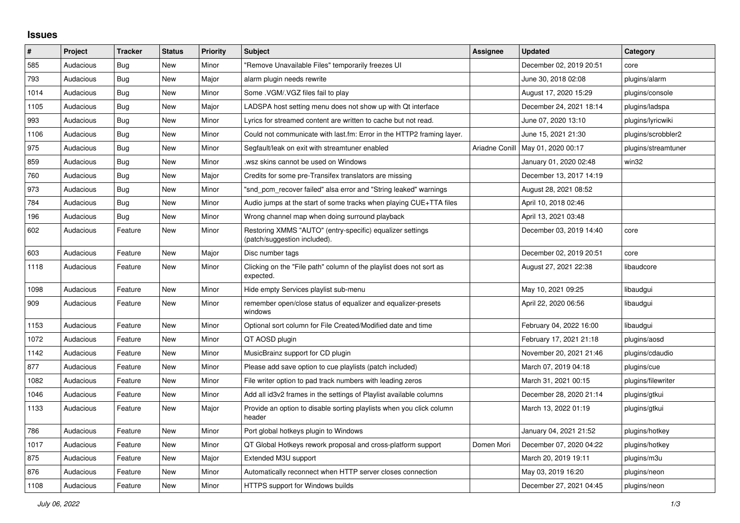# Issues

| # | Project | Tracker | Status | Priority | Subject | Assignee | Updated | Category |
|---|---|---|---|---|---|---|---|---|
| 585 | Audacious | Bug | New | Minor | "Remove Unavailable Files" temporarily freezes UI | | December 02, 2019 20:51 | core |
| 793 | Audacious | Bug | New | Major | alarm plugin needs rewrite | | June 30, 2018 02:08 | plugins/alarm |
| 1014 | Audacious | Bug | New | Minor | Some .VGM/.VGZ files fail to play | | August 17, 2020 15:29 | plugins/console |
| 1105 | Audacious | Bug | New | Major | LADSPA host setting menu does not show up with Qt interface | | December 24, 2021 18:14 | plugins/ladspa |
| 993 | Audacious | Bug | New | Minor | Lyrics for streamed content are written to cache but not read. | | June 07, 2020 13:10 | plugins/lyricwiki |
| 1106 | Audacious | Bug | New | Minor | Could not communicate with last.fm: Error in the HTTP2 framing layer. | | June 15, 2021 21:30 | plugins/scrobbler2 |
| 975 | Audacious | Bug | New | Minor | Segfault/leak on exit with streamtuner enabled | Ariadne Conill | May 01, 2020 00:17 | plugins/streamtuner |
| 859 | Audacious | Bug | New | Minor | .wsz skins cannot be used on Windows | | January 01, 2020 02:48 | win32 |
| 760 | Audacious | Bug | New | Major | Credits for some pre-Transifex translators are missing | | December 13, 2017 14:19 | |
| 973 | Audacious | Bug | New | Minor | "snd_pcm_recover failed" alsa error and "String leaked" warnings | | August 28, 2021 08:52 | |
| 784 | Audacious | Bug | New | Minor | Audio jumps at the start of some tracks when playing CUE+TTA files | | April 10, 2018 02:46 | |
| 196 | Audacious | Bug | New | Minor | Wrong channel map when doing surround playback | | April 13, 2021 03:48 | |
| 602 | Audacious | Feature | New | Minor | Restoring XMMS "AUTO" (entry-specific) equalizer settings (patch/suggestion included). | | December 03, 2019 14:40 | core |
| 603 | Audacious | Feature | New | Major | Disc number tags | | December 02, 2019 20:51 | core |
| 1118 | Audacious | Feature | New | Minor | Clicking on the "File path" column of the playlist does not sort as expected. | | August 27, 2021 22:38 | libaudcore |
| 1098 | Audacious | Feature | New | Minor | Hide empty Services playlist sub-menu | | May 10, 2021 09:25 | libaudgui |
| 909 | Audacious | Feature | New | Minor | remember open/close status of equalizer and equalizer-presets windows | | April 22, 2020 06:56 | libaudgui |
| 1153 | Audacious | Feature | New | Minor | Optional sort column for File Created/Modified date and time | | February 04, 2022 16:00 | libaudgui |
| 1072 | Audacious | Feature | New | Minor | QT AOSD plugin | | February 17, 2021 21:18 | plugins/aosd |
| 1142 | Audacious | Feature | New | Minor | MusicBrainz support for CD plugin | | November 20, 2021 21:46 | plugins/cdaudio |
| 877 | Audacious | Feature | New | Minor | Please add save option to cue playlists (patch included) | | March 07, 2019 04:18 | plugins/cue |
| 1082 | Audacious | Feature | New | Minor | File writer option to pad track numbers with leading zeros | | March 31, 2021 00:15 | plugins/filewriter |
| 1046 | Audacious | Feature | New | Minor | Add all id3v2 frames in the settings of Playlist available columns | | December 28, 2020 21:14 | plugins/gtkui |
| 1133 | Audacious | Feature | New | Major | Provide an option to disable sorting playlists when you click column header | | March 13, 2022 01:19 | plugins/gtkui |
| 786 | Audacious | Feature | New | Minor | Port global hotkeys plugin to Windows | | January 04, 2021 21:52 | plugins/hotkey |
| 1017 | Audacious | Feature | New | Minor | QT Global Hotkeys rework proposal and cross-platform support | Domen Mori | December 07, 2020 04:22 | plugins/hotkey |
| 875 | Audacious | Feature | New | Major | Extended M3U support | | March 20, 2019 19:11 | plugins/m3u |
| 876 | Audacious | Feature | New | Minor | Automatically reconnect when HTTP server closes connection | | May 03, 2019 16:20 | plugins/neon |
| 1108 | Audacious | Feature | New | Minor | HTTPS support for Windows builds | | December 27, 2021 04:45 | plugins/neon |

*July 06, 2022*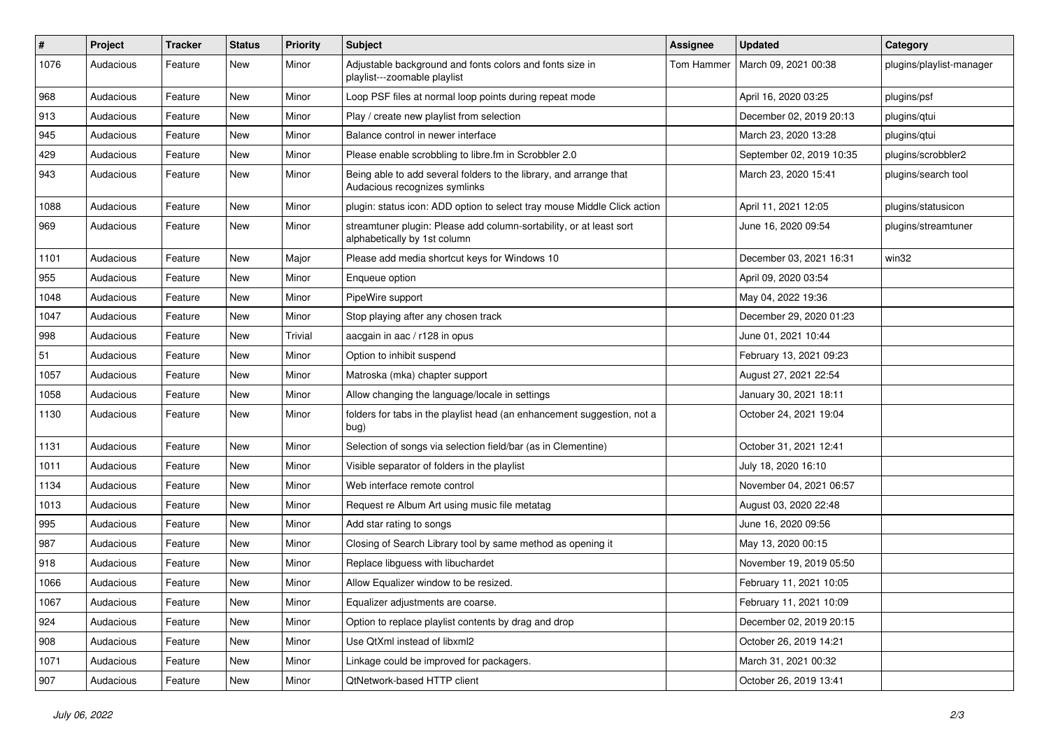| # | Project | Tracker | Status | Priority | Subject | Assignee | Updated | Category |
|---|---|---|---|---|---|---|---|---|
| 1076 | Audacious | Feature | New | Minor | Adjustable background and fonts colors and fonts size in playlist---zoomable playlist | Tom Hammer | March 09, 2021 00:38 | plugins/playlist-manager |
| 968 | Audacious | Feature | New | Minor | Loop PSF files at normal loop points during repeat mode | | April 16, 2020 03:25 | plugins/psf |
| 913 | Audacious | Feature | New | Minor | Play / create new playlist from selection | | December 02, 2019 20:13 | plugins/qtui |
| 945 | Audacious | Feature | New | Minor | Balance control in newer interface | | March 23, 2020 13:28 | plugins/qtui |
| 429 | Audacious | Feature | New | Minor | Please enable scrobbling to libre.fm in Scrobbler 2.0 | | September 02, 2019 10:35 | plugins/scrobbler2 |
| 943 | Audacious | Feature | New | Minor | Being able to add several folders to the library, and arrange that Audacious recognizes symlinks | | March 23, 2020 15:41 | plugins/search tool |
| 1088 | Audacious | Feature | New | Minor | plugin: status icon: ADD option to select tray mouse Middle Click action | | April 11, 2021 12:05 | plugins/statusicon |
| 969 | Audacious | Feature | New | Minor | streamtuner plugin: Please add column-sortability, or at least sort alphabetically by 1st column | | June 16, 2020 09:54 | plugins/streamtuner |
| 1101 | Audacious | Feature | New | Major | Please add media shortcut keys for Windows 10 | | December 03, 2021 16:31 | win32 |
| 955 | Audacious | Feature | New | Minor | Enqueue option | | April 09, 2020 03:54 | |
| 1048 | Audacious | Feature | New | Minor | PipeWire support | | May 04, 2022 19:36 | |
| 1047 | Audacious | Feature | New | Minor | Stop playing after any chosen track | | December 29, 2020 01:23 | |
| 998 | Audacious | Feature | New | Trivial | aacgain in aac / r128 in opus | | June 01, 2021 10:44 | |
| 51 | Audacious | Feature | New | Minor | Option to inhibit suspend | | February 13, 2021 09:23 | |
| 1057 | Audacious | Feature | New | Minor | Matroska (mka) chapter support | | August 27, 2021 22:54 | |
| 1058 | Audacious | Feature | New | Minor | Allow changing the language/locale in settings | | January 30, 2021 18:11 | |
| 1130 | Audacious | Feature | New | Minor | folders for tabs in the playlist head (an enhancement suggestion, not a bug) | | October 24, 2021 19:04 | |
| 1131 | Audacious | Feature | New | Minor | Selection of songs via selection field/bar (as in Clementine) | | October 31, 2021 12:41 | |
| 1011 | Audacious | Feature | New | Minor | Visible separator of folders in the playlist | | July 18, 2020 16:10 | |
| 1134 | Audacious | Feature | New | Minor | Web interface remote control | | November 04, 2021 06:57 | |
| 1013 | Audacious | Feature | New | Minor | Request re Album Art using music file metatag | | August 03, 2020 22:48 | |
| 995 | Audacious | Feature | New | Minor | Add star rating to songs | | June 16, 2020 09:56 | |
| 987 | Audacious | Feature | New | Minor | Closing of Search Library tool by same method as opening it | | May 13, 2020 00:15 | |
| 918 | Audacious | Feature | New | Minor | Replace libguess with libuchardet | | November 19, 2019 05:50 | |
| 1066 | Audacious | Feature | New | Minor | Allow Equalizer window to be resized. | | February 11, 2021 10:05 | |
| 1067 | Audacious | Feature | New | Minor | Equalizer adjustments are coarse. | | February 11, 2021 10:09 | |
| 924 | Audacious | Feature | New | Minor | Option to replace playlist contents by drag and drop | | December 02, 2019 20:15 | |
| 908 | Audacious | Feature | New | Minor | Use QtXml instead of libxml2 | | October 26, 2019 14:21 | |
| 1071 | Audacious | Feature | New | Minor | Linkage could be improved for packagers. | | March 31, 2021 00:32 | |
| 907 | Audacious | Feature | New | Minor | QtNetwork-based HTTP client | | October 26, 2019 13:41 | |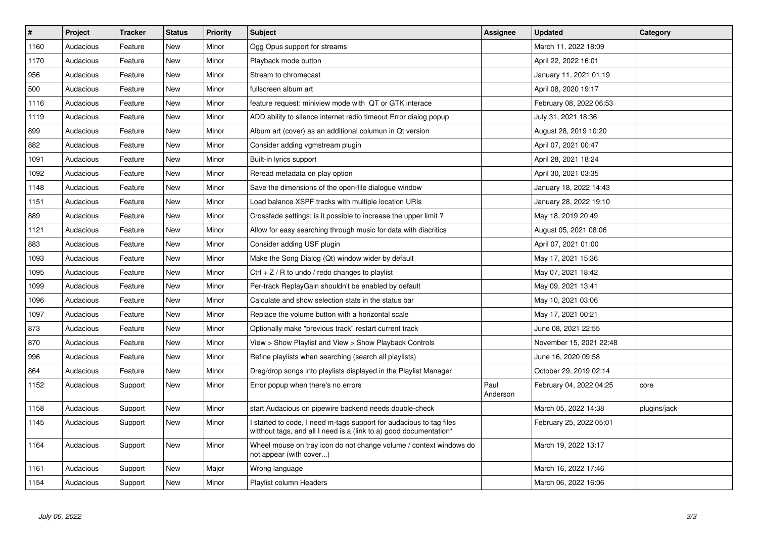| # | Project | Tracker | Status | Priority | Subject | Assignee | Updated | Category |
|---|---|---|---|---|---|---|---|---|
| 1160 | Audacious | Feature | New | Minor | Ogg Opus support for streams | | March 11, 2022 18:09 | |
| 1170 | Audacious | Feature | New | Minor | Playback mode button | | April 22, 2022 16:01 | |
| 956 | Audacious | Feature | New | Minor | Stream to chromecast | | January 11, 2021 01:19 | |
| 500 | Audacious | Feature | New | Minor | fullscreen album art | | April 08, 2020 19:17 | |
| 1116 | Audacious | Feature | New | Minor | feature request: miniview mode with QT or GTK interace | | February 08, 2022 06:53 | |
| 1119 | Audacious | Feature | New | Minor | ADD ability to silence internet radio timeout Error dialog popup | | July 31, 2021 18:36 | |
| 899 | Audacious | Feature | New | Minor | Album art (cover) as an additional columun in Qt version | | August 28, 2019 10:20 | |
| 882 | Audacious | Feature | New | Minor | Consider adding vgmstream plugin | | April 07, 2021 00:47 | |
| 1091 | Audacious | Feature | New | Minor | Built-in lyrics support | | April 28, 2021 18:24 | |
| 1092 | Audacious | Feature | New | Minor | Reread metadata on play option | | April 30, 2021 03:35 | |
| 1148 | Audacious | Feature | New | Minor | Save the dimensions of the open-file dialogue window | | January 18, 2022 14:43 | |
| 1151 | Audacious | Feature | New | Minor | Load balance XSPF tracks with multiple location URIs | | January 28, 2022 19:10 | |
| 889 | Audacious | Feature | New | Minor | Crossfade settings: is it possible to increase the upper limit ? | | May 18, 2019 20:49 | |
| 1121 | Audacious | Feature | New | Minor | Allow for easy searching through music for data with diacritics | | August 05, 2021 08:06 | |
| 883 | Audacious | Feature | New | Minor | Consider adding USF plugin | | April 07, 2021 01:00 | |
| 1093 | Audacious | Feature | New | Minor | Make the Song Dialog (Qt) window wider by default | | May 17, 2021 15:36 | |
| 1095 | Audacious | Feature | New | Minor | Ctrl + Z / R to undo / redo changes to playlist | | May 07, 2021 18:42 | |
| 1099 | Audacious | Feature | New | Minor | Per-track ReplayGain shouldn't be enabled by default | | May 09, 2021 13:41 | |
| 1096 | Audacious | Feature | New | Minor | Calculate and show selection stats in the status bar | | May 10, 2021 03:06 | |
| 1097 | Audacious | Feature | New | Minor | Replace the volume button with a horizontal scale | | May 17, 2021 00:21 | |
| 873 | Audacious | Feature | New | Minor | Optionally make "previous track" restart current track | | June 08, 2021 22:55 | |
| 870 | Audacious | Feature | New | Minor | View > Show Playlist and View > Show Playback Controls | | November 15, 2021 22:48 | |
| 996 | Audacious | Feature | New | Minor | Refine playlists when searching (search all playlists) | | June 16, 2020 09:58 | |
| 864 | Audacious | Feature | New | Minor | Drag/drop songs into playlists displayed in the Playlist Manager | | October 29, 2019 02:14 | |
| 1152 | Audacious | Support | New | Minor | Error popup when there's no errors | Paul Anderson | February 04, 2022 04:25 | core |
| 1158 | Audacious | Support | New | Minor | start Audacious on pipewire backend needs double-check | | March 05, 2022 14:38 | plugins/jack |
| 1145 | Audacious | Support | New | Minor | I started to code, I need m-tags support for audacious to tag files witthout tags, and all I need is a (link to a) good documentation* | | February 25, 2022 05:01 | |
| 1164 | Audacious | Support | New | Minor | Wheel mouse on tray icon do not change volume / context windows do not appear (with cover...) | | March 19, 2022 13:17 | |
| 1161 | Audacious | Support | New | Major | Wrong language | | March 16, 2022 17:46 | |
| 1154 | Audacious | Support | New | Minor | Playlist column Headers | | March 06, 2022 16:06 | |

*July 06, 2022*